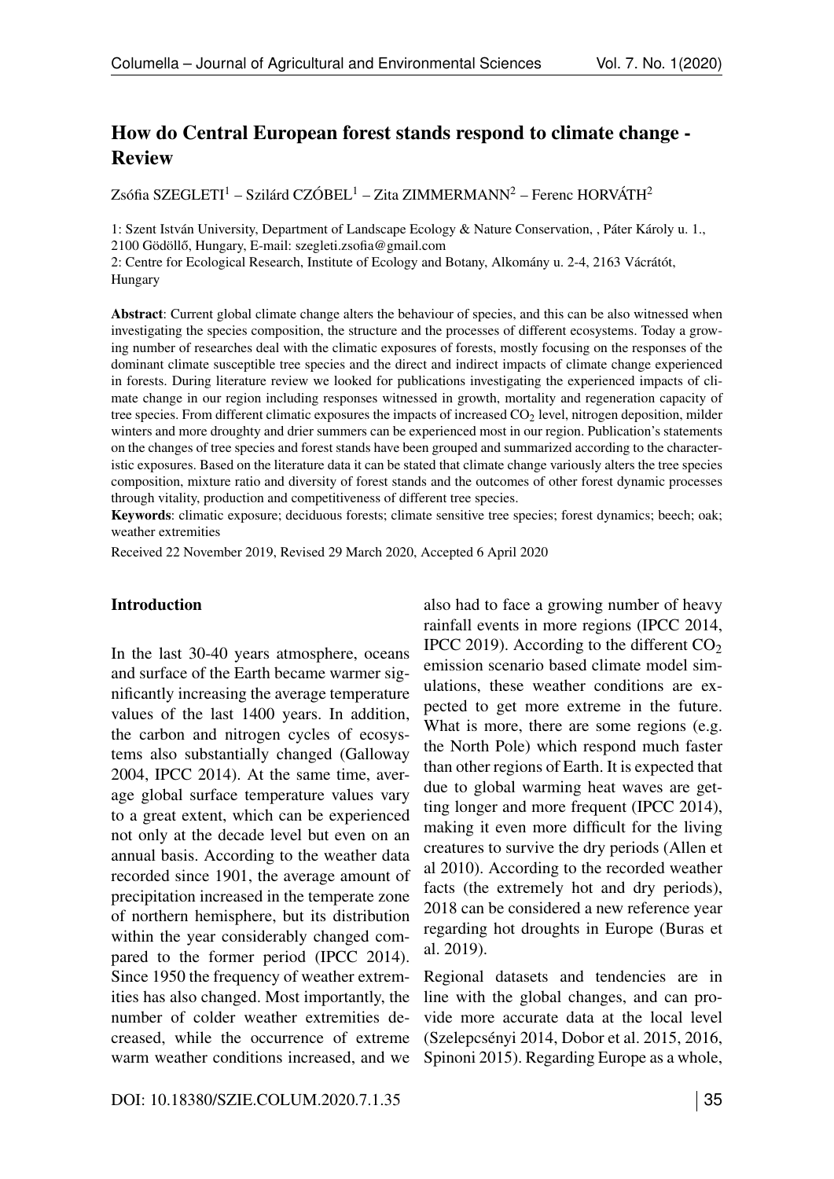# How do Central European forest stands respond to climate change - Review

Zsófia SZEGLETI[1] – Szilárd CZÓBEL[1] – Zita ZIMMERMANN[2] – Ferenc HORVÁTH[2]

1: Szent István University, Department of Landscape Ecology & Nature Conservation, , Páter Károly u. 1., 2100 Gödöllő, Hungary, E-mail: szegleti.zsofia@gmail.com

2: Centre for Ecological Research, Institute of Ecology and Botany, Alkomány u. 2-4, 2163 Vácrátót, Hungary

**Abstract**: Current global climate change alters the behaviour of species, and this can be also witnessed when investigating the species composition, the structure and the processes of different ecosystems. Today a growing number of researches deal with the climatic exposures of forests, mostly focusing on the responses of the dominant climate susceptible tree species and the direct and indirect impacts of climate change experienced in forests. During literature review we looked for publications investigating the experienced impacts of climate change in our region including responses witnessed in growth, mortality and regeneration capacity of tree species. From different climatic exposures the impacts of increased $CO_2$ level, nitrogen deposition, milder winters and more droughty and drier summers can be experienced most in our region. Publication's statements on the changes of tree species and forest stands have been grouped and summarized according to the characteristic exposures. Based on the literature data it can be stated that climate change variously alters the tree species composition, mixture ratio and diversity of forest stands and the outcomes of other forest dynamic processes through vitality, production and competitiveness of different tree species.

**Keywords**: climatic exposure; deciduous forests; climate sensitive tree species; forest dynamics; beech; oak; weather extremities

Received 22 November 2019, Revised 29 March 2020, Accepted 6 April 2020

## Introduction

In the last 30-40 years atmosphere, oceans and surface of the Earth became warmer significantly increasing the average temperature values of the last 1400 years. In addition, the carbon and nitrogen cycles of ecosystems also substantially changed (Galloway 2004, IPCC 2014). At the same time, average global surface temperature values vary to a great extent, which can be experienced not only at the decade level but even on an annual basis. According to the weather data recorded since 1901, the average amount of precipitation increased in the temperate zone of northern hemisphere, but its distribution within the year considerably changed compared to the former period (IPCC 2014). Since 1950 the frequency of weather extremities has also changed. Most importantly, the number of colder weather extremities decreased, while the occurrence of extreme warm weather conditions increased, and we also had to face a growing number of heavy rainfall events in more regions (IPCC 2014, IPCC 2019). According to the different $CO_2$ emission scenario based climate model simulations, these weather conditions are expected to get more extreme in the future. What is more, there are some regions (e.g. the North Pole) which respond much faster than other regions of Earth. It is expected that due to global warming heat waves are getting longer and more frequent (IPCC 2014), making it even more difficult for the living creatures to survive the dry periods (Allen et al 2010). According to the recorded weather facts (the extremely hot and dry periods), 2018 can be considered a new reference year regarding hot droughts in Europe (Buras et al. 2019).

Regional datasets and tendencies are in line with the global changes, and can provide more accurate data at the local level (Szelepcsényi 2014, Dobor et al. 2015, 2016, Spinoni 2015). Regarding Europe as a whole,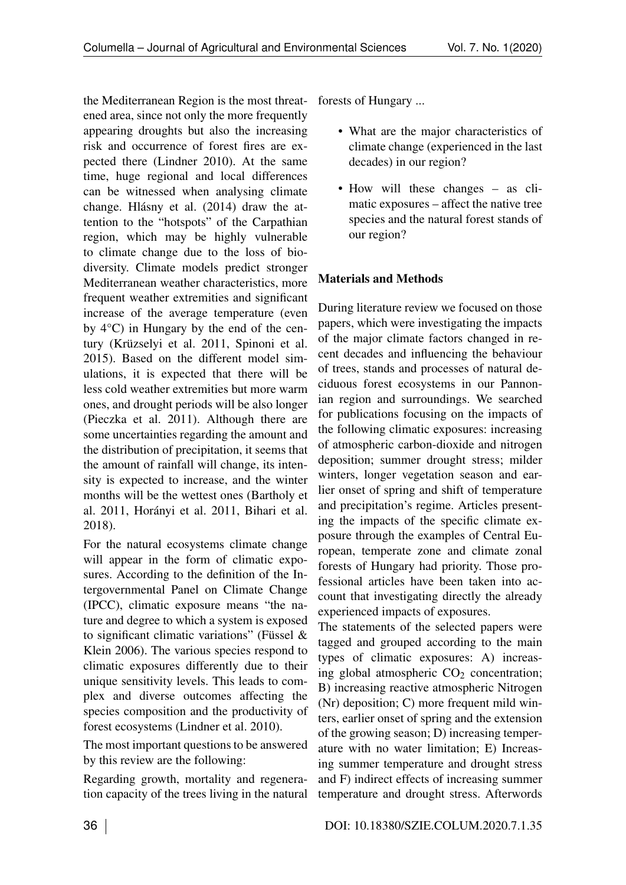the Mediterranean Region is the most threatened area, since not only the more frequently appearing droughts but also the increasing risk and occurrence of forest fires are expected there (Lindner 2010). At the same time, huge regional and local differences can be witnessed when analysing climate change. Hlásny et al. (2014) draw the attention to the "hotspots" of the Carpathian region, which may be highly vulnerable to climate change due to the loss of biodiversity. Climate models predict stronger Mediterranean weather characteristics, more frequent weather extremities and significant increase of the average temperature (even by 4°C) in Hungary by the end of the century (Krüzselyi et al. 2011, Spinoni et al. 2015). Based on the different model simulations, it is expected that there will be less cold weather extremities but more warm ones, and drought periods will be also longer (Pieczka et al. 2011). Although there are some uncertainties regarding the amount and the distribution of precipitation, it seems that the amount of rainfall will change, its intensity is expected to increase, and the winter months will be the wettest ones (Bartholy et al. 2011, Horányi et al. 2011, Bihari et al. 2018).

For the natural ecosystems climate change will appear in the form of climatic exposures. According to the definition of the Intergovernmental Panel on Climate Change (IPCC), climatic exposure means "the nature and degree to which a system is exposed to significant climatic variations" (Füssel & Klein 2006). The various species respond to climatic exposures differently due to their unique sensitivity levels. This leads to complex and diverse outcomes affecting the species composition and the productivity of forest ecosystems (Lindner et al. 2010).

The most important questions to be answered by this review are the following:

Regarding growth, mortality and regeneration capacity of the trees living in the natural forests of Hungary ...

- What are the major characteristics of climate change (experienced in the last decades) in our region?
- How will these changes – as climatic exposures – affect the native tree species and the natural forest stands of our region?

## Materials and Methods

During literature review we focused on those papers, which were investigating the impacts of the major climate factors changed in recent decades and influencing the behaviour of trees, stands and processes of natural deciduous forest ecosystems in our Pannonian region and surroundings. We searched for publications focusing on the impacts of the following climatic exposures: increasing of atmospheric carbon-dioxide and nitrogen deposition; summer drought stress; milder winters, longer vegetation season and earlier onset of spring and shift of temperature and precipitation's regime. Articles presenting the impacts of the specific climate exposure through the examples of Central European, temperate zone and climate zonal forests of Hungary had priority. Those professional articles have been taken into account that investigating directly the already experienced impacts of exposures.

The statements of the selected papers were tagged and grouped according to the main types of climatic exposures: A) increasing global atmospheric $CO_2$ concentration; B) increasing reactive atmospheric Nitrogen (Nr) deposition; C) more frequent mild winters, earlier onset of spring and the extension of the growing season; D) increasing temperature with no water limitation; E) Increasing summer temperature and drought stress and F) indirect effects of increasing summer temperature and drought stress. Afterwords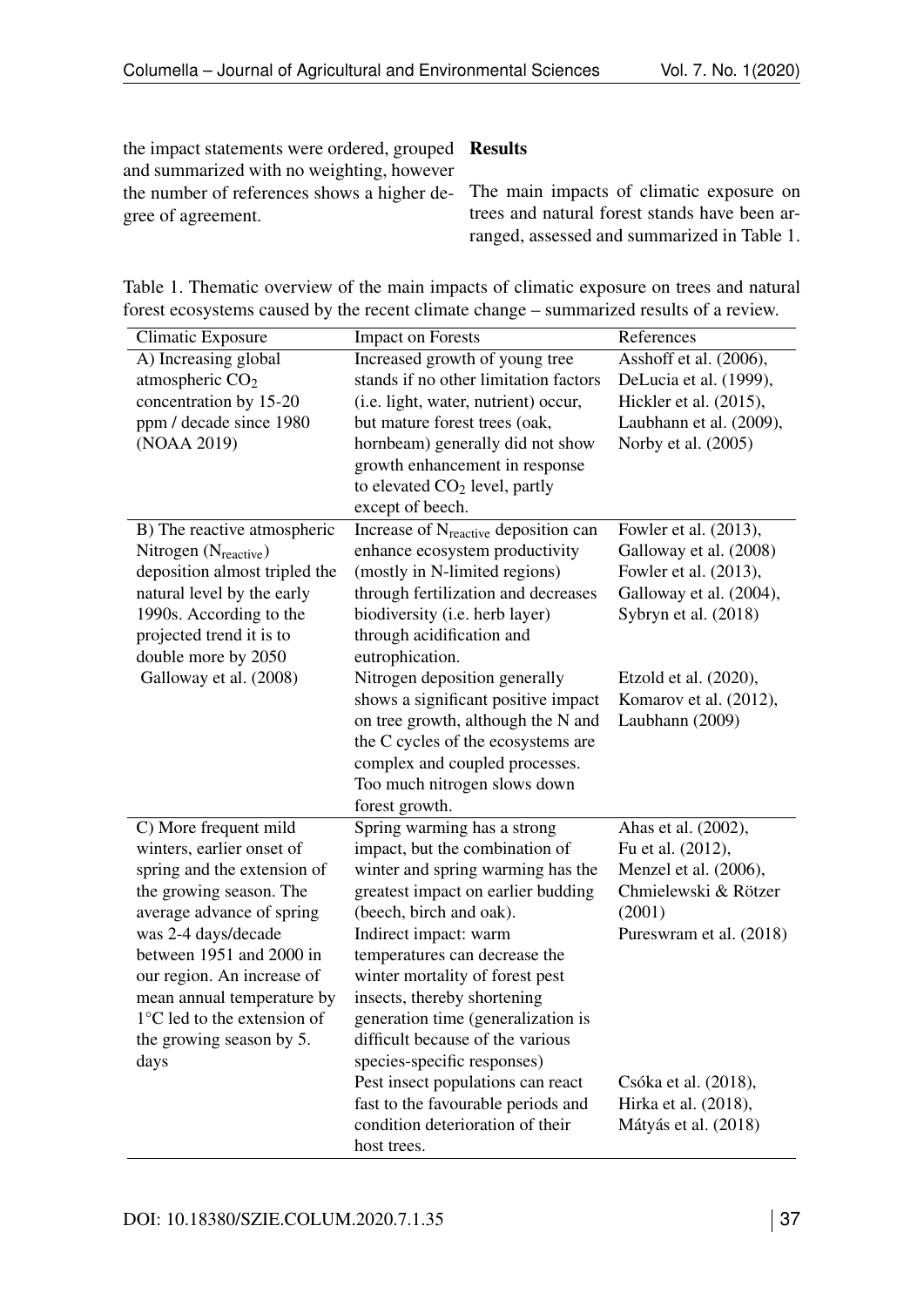the impact statements were ordered, grouped and summarized with no weighting, however the number of references shows a higher degree of agreement.

**Results**

The main impacts of climatic exposure on trees and natural forest stands have been arranged, assessed and summarized in Table 1.

Table 1. Thematic overview of the main impacts of climatic exposure on trees and natural forest ecosystems caused by the recent climate change – summarized results of a review.

| Climatic Exposure | Impact on Forests | References |
|---|---|---|
| A) Increasing global atmospheric $CO_2$ concentration by 15-20 ppm / decade since 1980 (NOAA 2019) | Increased growth of young tree stands if no other limitation factors (i.e. light, water, nutrient) occur, but mature forest trees (oak, hornbeam) generally did not show growth enhancement in response to elevated $CO_2$ level, partly except of beech. | Asshoff et al. (2006), DeLucia et al. (1999), Hickler et al. (2015), Laubhann et al. (2009), Norby et al. (2005) |
| B) The reactive atmospheric Nitrogen ($N_{reactive}$) deposition almost tripled the natural level by the early 1990s. According to the projected trend it is to double more by 2050 Galloway et al. (2008) | Increase of $N_{reactive}$ deposition can enhance ecosystem productivity (mostly in N-limited regions) through fertilization and decreases biodiversity (i.e. herb layer) through acidification and eutrophication. | Fowler et al. (2013), Galloway et al. (2008) Fowler et al. (2013), Galloway et al. (2004), Sybryn et al. (2018) |
| | Nitrogen deposition generally shows a significant positive impact on tree growth, although the N and the C cycles of the ecosystems are complex and coupled processes. Too much nitrogen slows down forest growth. | Etzold et al. (2020), Komarov et al. (2012), Laubhann (2009) |
| C) More frequent mild winters, earlier onset of spring and the extension of the growing season. The average advance of spring was 2-4 days/decade between 1951 and 2000 in our region. An increase of mean annual temperature by 1°C led to the extension of the growing season by 5. days | Spring warming has a strong impact, but the combination of winter and spring warming has the greatest impact on earlier budding (beech, birch and oak). Indirect impact: warm temperatures can decrease the winter mortality of forest pest insects, thereby shortening generation time (generalization is difficult because of the various species-specific responses) | Ahas et al. (2002), Fu et al. (2012), Menzel et al. (2006), Chmielewski & Rötzer (2001) Pureswram et al. (2018) |
| | Pest insect populations can react fast to the favourable periods and condition deterioration of their host trees. | Csóka et al. (2018), Hirka et al. (2018), Mátyás et al. (2018) |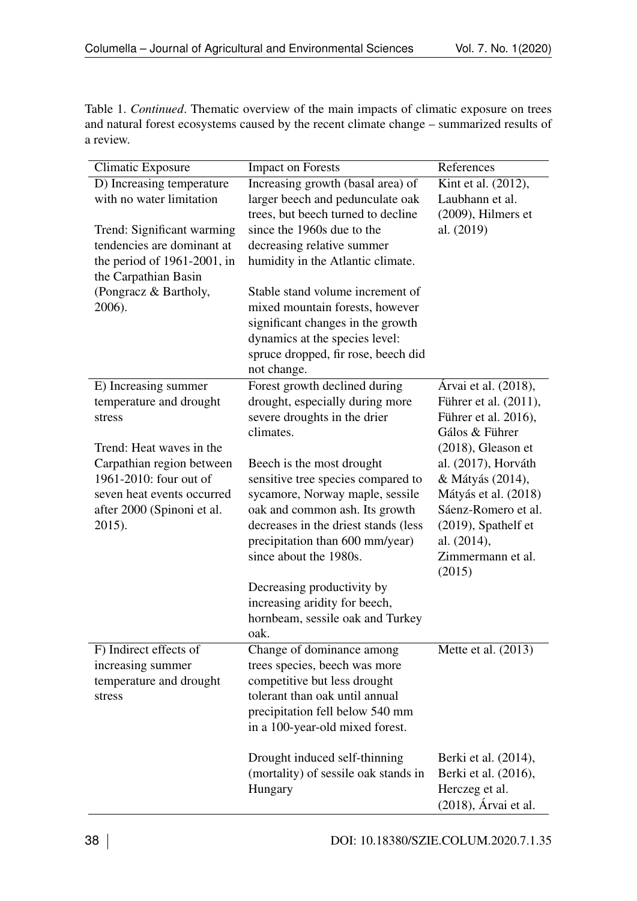Table 1. *Continued*. Thematic overview of the main impacts of climatic exposure on trees and natural forest ecosystems caused by the recent climate change – summarized results of a review.

| Climatic Exposure | Impact on Forests | References |
|---|---|---|
| D) Increasing temperature with no water limitation<br><br>Trend: Significant warming tendencies are dominant at the period of 1961-2001, in the Carpathian Basin (Pongracz & Bartholy, 2006). | Increasing growth (basal area) of larger beech and pedunculate oak trees, but beech turned to decline since the 1960s due to the decreasing relative summer humidity in the Atlantic climate.<br><br>Stable stand volume increment of mixed mountain forests, however significant changes in the growth dynamics at the species level: spruce dropped, fir rose, beech did not change. | Kint et al. (2012), Laubhann et al. (2009), Hilmers et al. (2019) |
| E) Increasing summer temperature and drought stress<br><br>Trend: Heat waves in the Carpathian region between 1961-2010: four out of seven heat events occurred after 2000 (Spinoni et al. 2015). | Forest growth declined during drought, especially during more severe droughts in the drier climates.<br><br>Beech is the most drought sensitive tree species compared to sycamore, Norway maple, sessile oak and common ash. Its growth decreases in the driest stands (less precipitation than 600 mm/year) since about the 1980s.<br><br>Decreasing productivity by increasing aridity for beech, hornbeam, sessile oak and Turkey oak. | Árvai et al. (2018), Führer et al. (2011), Führer et al. 2016), Gálos & Führer (2018), Gleason et al. (2017), Horváth & Mátyás (2014), Mátyás et al. (2018) Sáenz-Romero et al. (2019), Spathelf et al. (2014), Zimmermann et al. (2015) |
| F) Indirect effects of increasing summer temperature and drought stress | Change of dominance among trees species, beech was more competitive but less drought tolerant than oak until annual precipitation fell below 540 mm in a 100-year-old mixed forest. | Mette et al. (2013) |
| | Drought induced self-thinning (mortality) of sessile oak stands in Hungary | Berki et al. (2014), Berki et al. (2016), Herczeg et al. (2018), Árvai et al. |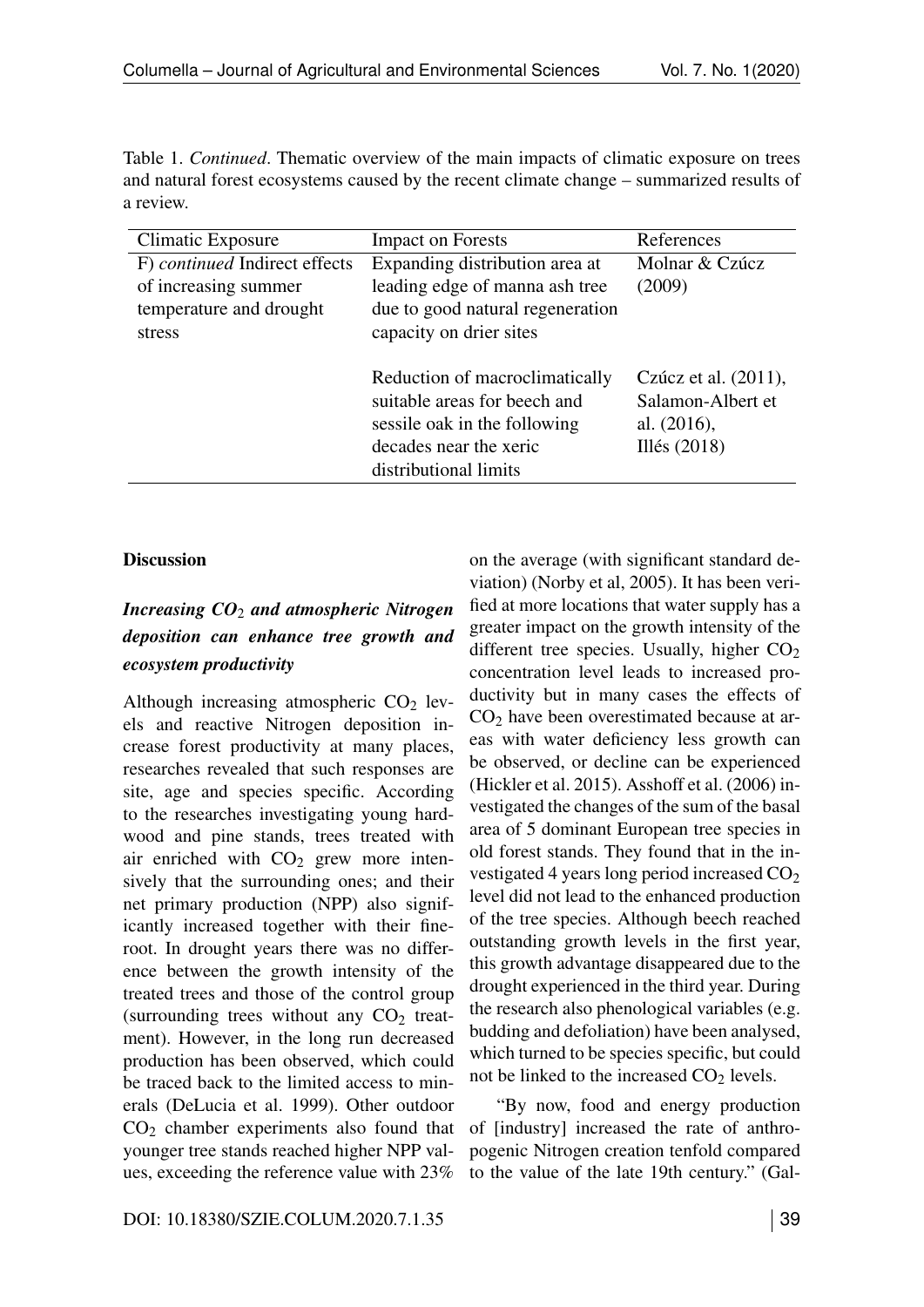Table 1. *Continued*. Thematic overview of the main impacts of climatic exposure on trees and natural forest ecosystems caused by the recent climate change – summarized results of a review.

| Climatic Exposure | Impact on Forests | References |
|---|---|---|
| F) *continued* Indirect effects of increasing summer temperature and drought stress | Expanding distribution area at leading edge of manna ash tree due to good natural regeneration capacity on drier sites | Molnar & Czúcz (2009) |
| | Reduction of macroclimatically suitable areas for beech and sessile oak in the following decades near the xeric distributional limits | Czúcz et al. (2011), Salamon-Albert et al. (2016), Illés (2018) |

## Discussion

### *Increasing $CO_2$ and atmospheric Nitrogen deposition can enhance tree growth and ecosystem productivity*

Although increasing atmospheric $CO_2$ levels and reactive Nitrogen deposition increase forest productivity at many places, researches revealed that such responses are site, age and species specific. According to the researches investigating young hardwood and pine stands, trees treated with air enriched with $CO_2$ grew more intensively that the surrounding ones; and their net primary production (NPP) also significantly increased together with their fineroot. In drought years there was no difference between the growth intensity of the treated trees and those of the control group (surrounding trees without any $CO_2$ treatment). However, in the long run decreased production has been observed, which could be traced back to the limited access to minerals (DeLucia et al. 1999). Other outdoor $CO_2$ chamber experiments also found that younger tree stands reached higher NPP values, exceeding the reference value with 23% on the average (with significant standard deviation) (Norby et al, 2005). It has been verified at more locations that water supply has a greater impact on the growth intensity of the different tree species. Usually, higher $CO_2$ concentration level leads to increased productivity but in many cases the effects of $CO_2$ have been overestimated because at areas with water deficiency less growth can be observed, or decline can be experienced (Hickler et al. 2015). Asshoff et al. (2006) investigated the changes of the sum of the basal area of 5 dominant European tree species in old forest stands. They found that in the investigated 4 years long period increased $CO_2$ level did not lead to the enhanced production of the tree species. Although beech reached outstanding growth levels in the first year, this growth advantage disappeared due to the drought experienced in the third year. During the research also phenological variables (e.g. budding and defoliation) have been analysed, which turned to be species specific, but could not be linked to the increased $CO_2$ levels.

"By now, food and energy production of [industry] increased the rate of anthropogenic Nitrogen creation tenfold compared to the value of the late 19th century." (Gal-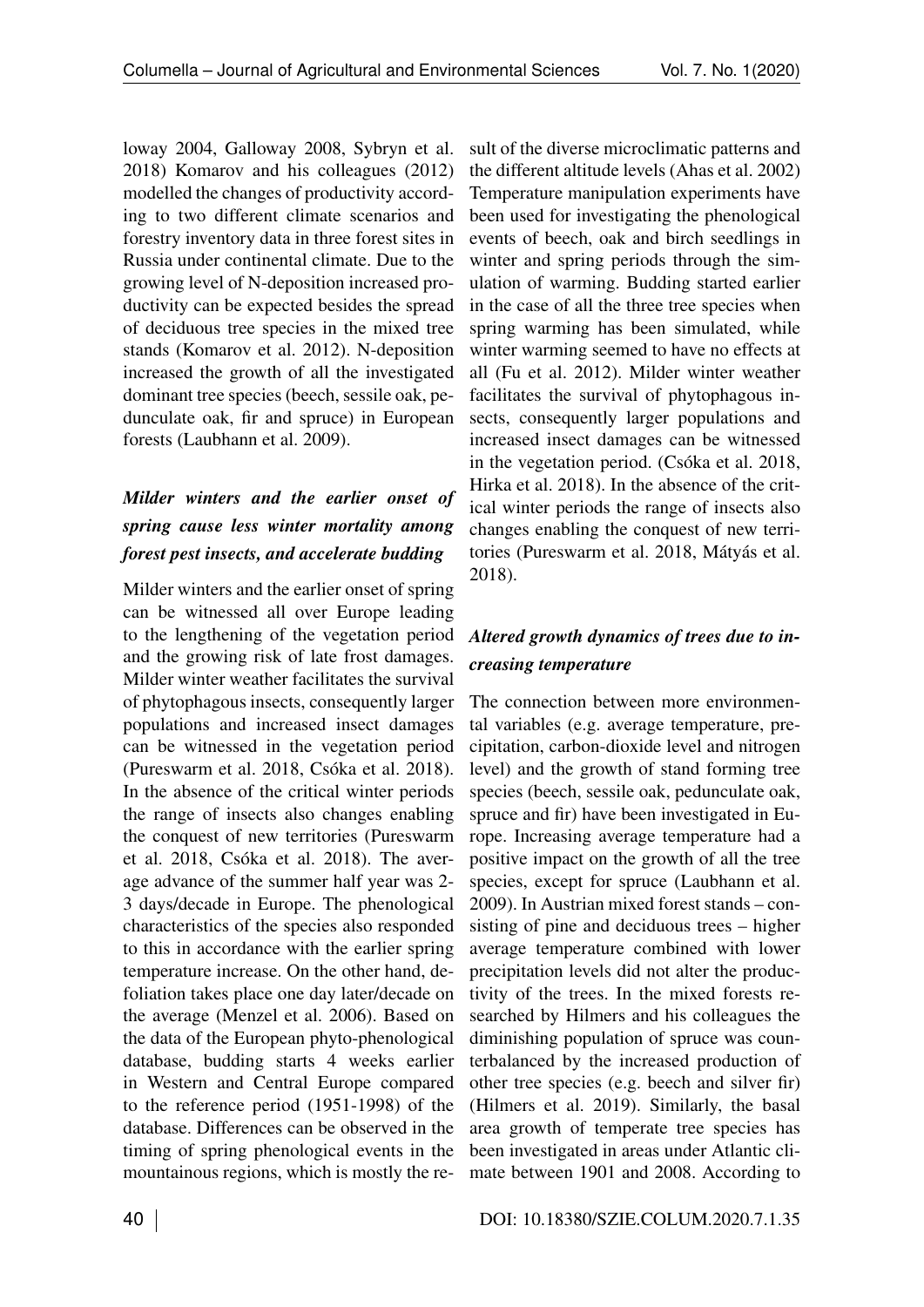loway 2004, Galloway 2008, Sybryn et al. 2018) Komarov and his colleagues (2012) modelled the changes of productivity according to two different climate scenarios and forestry inventory data in three forest sites in Russia under continental climate. Due to the growing level of N-deposition increased productivity can be expected besides the spread of deciduous tree species in the mixed tree stands (Komarov et al. 2012). N-deposition increased the growth of all the investigated dominant tree species (beech, sessile oak, pedunculate oak, fir and spruce) in European forests (Laubhann et al. 2009).

### *Milder winters and the earlier onset of spring cause less winter mortality among forest pest insects, and accelerate budding*

Milder winters and the earlier onset of spring can be witnessed all over Europe leading to the lengthening of the vegetation period and the growing risk of late frost damages. Milder winter weather facilitates the survival of phytophagous insects, consequently larger populations and increased insect damages can be witnessed in the vegetation period (Pureswarm et al. 2018, Csóka et al. 2018). In the absence of the critical winter periods the range of insects also changes enabling the conquest of new territories (Pureswarm et al. 2018, Csóka et al. 2018). The average advance of the summer half year was 2-3 days/decade in Europe. The phenological characteristics of the species also responded to this in accordance with the earlier spring temperature increase. On the other hand, defoliation takes place one day later/decade on the average (Menzel et al. 2006). Based on the data of the European phyto-phenological database, budding starts 4 weeks earlier in Western and Central Europe compared to the reference period (1951-1998) of the database. Differences can be observed in the timing of spring phenological events in the mountainous regions, which is mostly the result of the diverse microclimatic patterns and the different altitude levels (Ahas et al. 2002) Temperature manipulation experiments have been used for investigating the phenological events of beech, oak and birch seedlings in winter and spring periods through the simulation of warming. Budding started earlier in the case of all the three tree species when spring warming has been simulated, while winter warming seemed to have no effects at all (Fu et al. 2012). Milder winter weather facilitates the survival of phytophagous insects, consequently larger populations and increased insect damages can be witnessed in the vegetation period. (Csóka et al. 2018, Hirka et al. 2018). In the absence of the critical winter periods the range of insects also changes enabling the conquest of new territories (Pureswarm et al. 2018, Mátyás et al. 2018).

### *Altered growth dynamics of trees due to increasing temperature*

The connection between more environmental variables (e.g. average temperature, precipitation, carbon-dioxide level and nitrogen level) and the growth of stand forming tree species (beech, sessile oak, pedunculate oak, spruce and fir) have been investigated in Europe. Increasing average temperature had a positive impact on the growth of all the tree species, except for spruce (Laubhann et al. 2009). In Austrian mixed forest stands – consisting of pine and deciduous trees – higher average temperature combined with lower precipitation levels did not alter the productivity of the trees. In the mixed forests researched by Hilmers and his colleagues the diminishing population of spruce was counterbalanced by the increased production of other tree species (e.g. beech and silver fir) (Hilmers et al. 2019). Similarly, the basal area growth of temperate tree species has been investigated in areas under Atlantic climate between 1901 and 2008. According to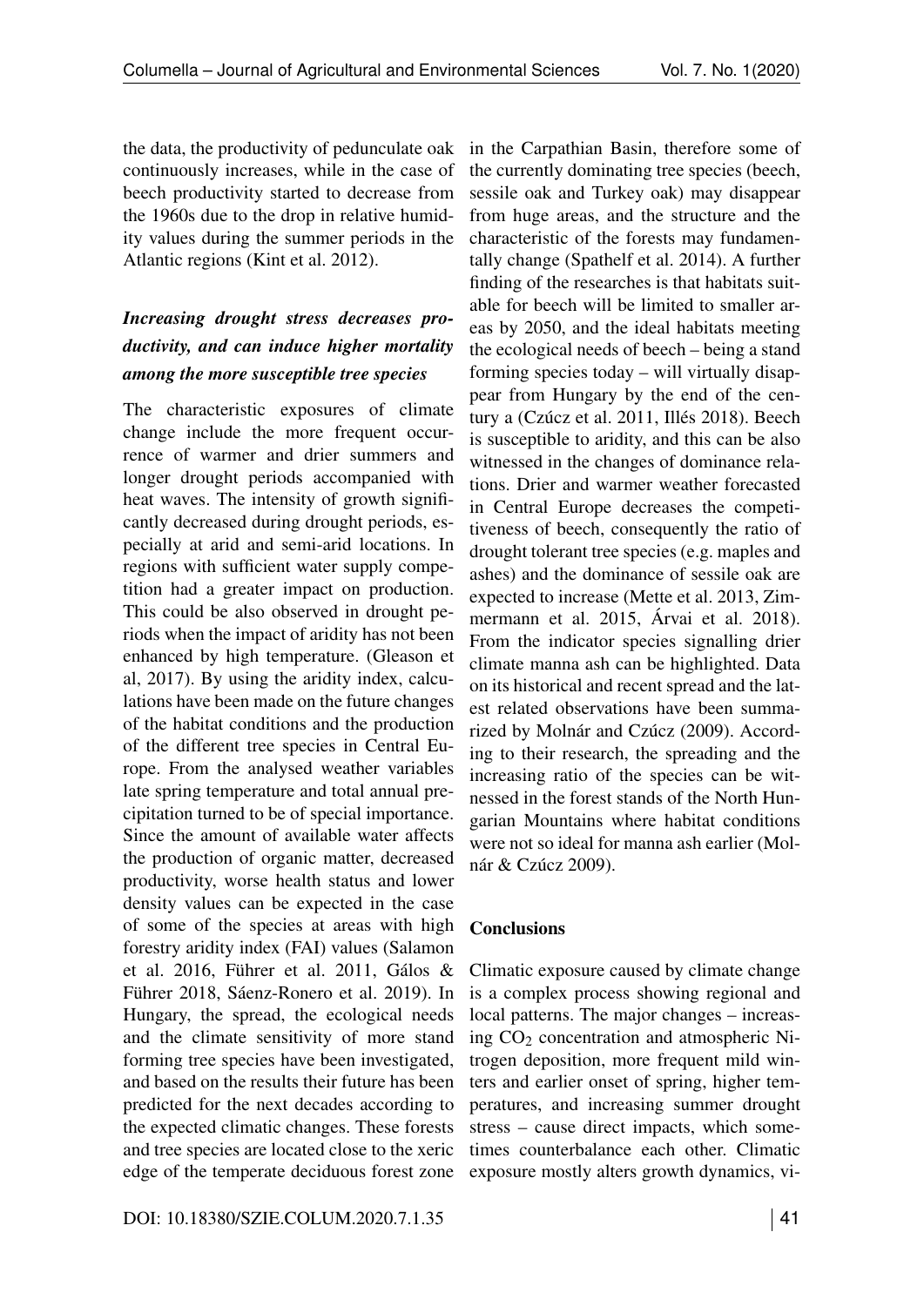the data, the productivity of pedunculate oak continuously increases, while in the case of beech productivity started to decrease from the 1960s due to the drop in relative humidity values during the summer periods in the Atlantic regions (Kint et al. 2012).

### *Increasing drought stress decreases productivity, and can induce higher mortality among the more susceptible tree species*

The characteristic exposures of climate change include the more frequent occurrence of warmer and drier summers and longer drought periods accompanied with heat waves. The intensity of growth significantly decreased during drought periods, especially at arid and semi-arid locations. In regions with sufficient water supply competition had a greater impact on production. This could be also observed in drought periods when the impact of aridity has not been enhanced by high temperature. (Gleason et al, 2017). By using the aridity index, calculations have been made on the future changes of the habitat conditions and the production of the different tree species in Central Europe. From the analysed weather variables late spring temperature and total annual precipitation turned to be of special importance. Since the amount of available water affects the production of organic matter, decreased productivity, worse health status and lower density values can be expected in the case of some of the species at areas with high forestry aridity index (FAI) values (Salamon et al. 2016, Führer et al. 2011, Gálos & Führer 2018, Sáenz-Ronero et al. 2019). In Hungary, the spread, the ecological needs and the climate sensitivity of more stand forming tree species have been investigated, and based on the results their future has been predicted for the next decades according to the expected climatic changes. These forests and tree species are located close to the xeric edge of the temperate deciduous forest zone in the Carpathian Basin, therefore some of the currently dominating tree species (beech, sessile oak and Turkey oak) may disappear from huge areas, and the structure and the characteristic of the forests may fundamentally change (Spathelf et al. 2014). A further finding of the researches is that habitats suitable for beech will be limited to smaller areas by 2050, and the ideal habitats meeting the ecological needs of beech – being a stand forming species today – will virtually disappear from Hungary by the end of the century a (Czúcz et al. 2011, Illés 2018). Beech is susceptible to aridity, and this can be also witnessed in the changes of dominance relations. Drier and warmer weather forecasted in Central Europe decreases the competitiveness of beech, consequently the ratio of drought tolerant tree species (e.g. maples and ashes) and the dominance of sessile oak are expected to increase (Mette et al. 2013, Zimmermann et al. 2015, Árvai et al. 2018). From the indicator species signalling drier climate manna ash can be highlighted. Data on its historical and recent spread and the latest related observations have been summarized by Molnár and Czúcz (2009). According to their research, the spreading and the increasing ratio of the species can be witnessed in the forest stands of the North Hungarian Mountains where habitat conditions were not so ideal for manna ash earlier (Molnár & Czúcz 2009).

## Conclusions

Climatic exposure caused by climate change is a complex process showing regional and local patterns. The major changes – increasing $CO_2$ concentration and atmospheric Nitrogen deposition, more frequent mild winters and earlier onset of spring, higher temperatures, and increasing summer drought stress – cause direct impacts, which sometimes counterbalance each other. Climatic exposure mostly alters growth dynamics, vi-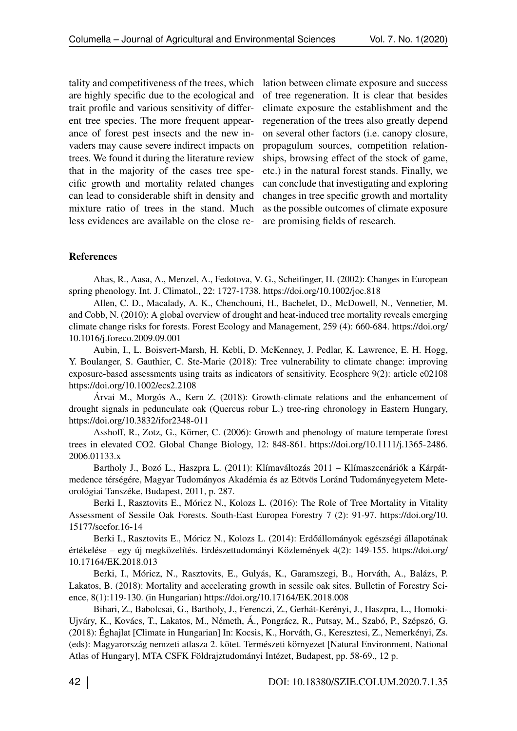tality and competitiveness of the trees, which are highly specific due to the ecological and trait profile and various sensitivity of different tree species. The more frequent appearance of forest pest insects and the new invaders may cause severe indirect impacts on trees. We found it during the literature review that in the majority of the cases tree specific growth and mortality related changes can lead to considerable shift in density and mixture ratio of trees in the stand. Much less evidences are available on the close relation between climate exposure and success of tree regeneration. It is clear that besides climate exposure the establishment and the regeneration of the trees also greatly depend on several other factors (i.e. canopy closure, propagulum sources, competition relationships, browsing effect of the stock of game, etc.) in the natural forest stands. Finally, we can conclude that investigating and exploring changes in tree specific growth and mortality as the possible outcomes of climate exposure are promising fields of research.

## References

Ahas, R., Aasa, A., Menzel, A., Fedotova, V. G., Scheifinger, H. (2002): Changes in European spring phenology. Int. J. Climatol., 22: 1727-1738. https://doi.org/10.1002/joc.818

Allen, C. D., Macalady, A. K., Chenchouni, H., Bachelet, D., McDowell, N., Vennetier, M. and Cobb, N. (2010): A global overview of drought and heat-induced tree mortality reveals emerging climate change risks for forests. Forest Ecology and Management, 259 (4): 660-684. https://doi.org/10.1016/j.foreco.2009.09.001

Aubin, I., L. Boisvert-Marsh, H. Kebli, D. McKenney, J. Pedlar, K. Lawrence, E. H. Hogg, Y. Boulanger, S. Gauthier, C. Ste-Marie (2018): Tree vulnerability to climate change: improving exposure-based assessments using traits as indicators of sensitivity. Ecosphere 9(2): article e02108 https://doi.org/10.1002/ecs2.2108

Árvai M., Morgós A., Kern Z. (2018): Growth-climate relations and the enhancement of drought signals in pedunculate oak (Quercus robur L.) tree-ring chronology in Eastern Hungary, https://doi.org/10.3832/ifor2348-011

Asshoff, R., Zotz, G., Körner, C. (2006): Growth and phenology of mature temperate forest trees in elevated CO2. Global Change Biology, 12: 848-861. https://doi.org/10.1111/j.1365-2486.2006.01133.x

Bartholy J., Bozó L., Haszpra L. (2011): Klímaváltozás 2011 – Klímaszcenáriók a Kárpát-medence térségére, Magyar Tudományos Akadémia és az Eötvös Loránd Tudományegyetem Meteorológiai Tanszéke, Budapest, 2011, p. 287.

Berki I., Rasztovits E., Móricz N., Kolozs L. (2016): The Role of Tree Mortality in Vitality Assessment of Sessile Oak Forests. South-East Europea Forestry 7 (2): 91-97. https://doi.org/10.15177/seefor.16-14

Berki I., Rasztovits E., Móricz N., Kolozs L. (2014): Erdőállományok egészségi állapotának értékelése – egy új megközelítés. Erdészettudományi Közlemények 4(2): 149-155. https://doi.org/10.17164/EK.2018.013

Berki, I., Móricz, N., Rasztovits, E., Gulyás, K., Garamszegi, B., Horváth, A., Balázs, P. Lakatos, B. (2018): Mortality and accelerating growth in sessile oak sites. Bulletin of Forestry Science, 8(1):119-130. (in Hungarian) https://doi.org/10.17164/EK.2018.008

Bihari, Z., Babolcsai, G., Bartholy, J., Ferenczi, Z., Gerhát-Kerényi, J., Haszpra, L., Homoki-Ujváry, K., Kovács, T., Lakatos, M., Németh, Á., Pongrácz, R., Putsay, M., Szabó, P., Szépszó, G. (2018): Éghajlat [Climate in Hungarian] In: Kocsis, K., Horváth, G., Keresztesi, Z., Nemerkényi, Zs. (eds): Magyarország nemzeti atlasza 2. kötet. Természeti környezet [Natural Environment, National Atlas of Hungary], MTA CSFK Földrajztudományi Intézet, Budapest, pp. 58-69., 12 p.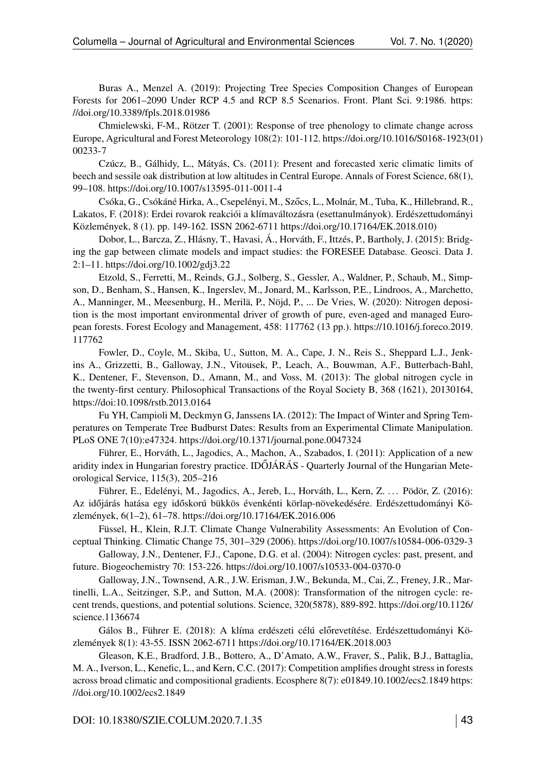Buras A., Menzel A. (2019): Projecting Tree Species Composition Changes of European Forests for 2061–2090 Under RCP 4.5 and RCP 8.5 Scenarios. Front. Plant Sci. 9:1986. https://doi.org/10.3389/fpls.2018.01986

Chmielewski, F-M., Rötzer T. (2001): Response of tree phenology to climate change across Europe, Agricultural and Forest Meteorology 108(2): 101-112. https://doi.org/10.1016/S0168-1923(01)00233-7

Czúcz, B., Gálhidy, L., Mátyás, Cs. (2011): Present and forecasted xeric climatic limits of beech and sessile oak distribution at low altitudes in Central Europe. Annals of Forest Science, 68(1), 99–108. https://doi.org/10.1007/s13595-011-0011-4

Csóka, G., Csókáné Hirka, A., Csepelényi, M., Szőcs, L., Molnár, M., Tuba, K., Hillebrand, R., Lakatos, F. (2018): Erdei rovarok reakciói a klímaváltozásra (esettanulmányok). Erdészettudományi Közlemények, 8 (1). pp. 149-162. ISSN 2062-6711 https://doi.org/10.17164/EK.2018.010)

Dobor, L., Barcza, Z., Hlásny, T., Havasi, Á., Horváth, F., Ittzés, P., Bartholy, J. (2015): Bridging the gap between climate models and impact studies: the FORESEE Database. Geosci. Data J. 2:1–11. https://doi.org/10.1002/gdj3.22

Etzold, S., Ferretti, M., Reinds, G.J., Solberg, S., Gessler, A., Waldner, P., Schaub, M., Simpson, D., Benham, S., Hansen, K., Ingerslev, M., Jonard, M., Karlsson, P.E., Lindroos, A., Marchetto, A., Manninger, M., Meesenburg, H., Merilä, P., Nöjd, P., ... De Vries, W. (2020): Nitrogen deposition is the most important environmental driver of growth of pure, even-aged and managed European forests. Forest Ecology and Management, 458: 117762 (13 pp.). https://10.1016/j.foreco.2019.117762

Fowler, D., Coyle, M., Skiba, U., Sutton, M. A., Cape, J. N., Reis S., Sheppard L.J., Jenkins A., Grizzetti, B., Galloway, J.N., Vitousek, P., Leach, A., Bouwman, A.F., Butterbach-Bahl, K., Dentener, F., Stevenson, D., Amann, M., and Voss, M. (2013): The global nitrogen cycle in the twenty-first century. Philosophical Transactions of the Royal Society B, 368 (1621), 20130164, https://doi:10.1098/rstb.2013.0164

Fu YH, Campioli M, Deckmyn G, Janssens IA. (2012): The Impact of Winter and Spring Temperatures on Temperate Tree Budburst Dates: Results from an Experimental Climate Manipulation. PLoS ONE 7(10):e47324. https://doi.org/10.1371/journal.pone.0047324

Führer, E., Horváth, L., Jagodics, A., Machon, A., Szabados, I. (2011): Application of a new aridity index in Hungarian forestry practice. IDŐJÁRÁS - Quarterly Journal of the Hungarian Meteorological Service, 115(3), 205–216

Führer, E., Edelényi, M., Jagodics, A., Jereb, L., Horváth, L., Kern, Z. … Pödör, Z. (2016): Az időjárás hatása egy idős korú bükkös évenkénti körlap-növekedésére. Erdészettudományi Közlemények, 6(1–2), 61–78. https://doi.org/10.17164/EK.2016.006

Füssel, H., Klein, R.J.T. Climate Change Vulnerability Assessments: An Evolution of Conceptual Thinking. Climatic Change 75, 301–329 (2006). https://doi.org/10.1007/s10584-006-0329-3

Galloway, J.N., Dentener, F.J., Capone, D.G. et al. (2004): Nitrogen cycles: past, present, and future. Biogeochemistry 70: 153-226. https://doi.org/10.1007/s10533-004-0370-0

Galloway, J.N., Townsend, A.R., J.W. Erisman, J.W., Bekunda, M., Cai, Z., Freney, J.R., Martinelli, L.A., Seitzinger, S.P., and Sutton, M.A. (2008): Transformation of the nitrogen cycle: recent trends, questions, and potential solutions. Science, 320(5878), 889-892. https://doi.org/10.1126/science.1136674

Gálos B., Führer E. (2018): A klíma erdészeti célú előrevetítése. Erdészettudományi Közlemények 8(1): 43-55. ISSN 2062-6711 https://doi.org/10.17164/EK.2018.003

Gleason, K.E., Bradford, J.B., Bottero, A., D'Amato, A.W., Fraver, S., Palik, B.J., Battaglia, M. A., Iverson, L., Kenefic, L., and Kern, C.C. (2017): Competition amplifies drought stress in forests across broad climatic and compositional gradients. Ecosphere 8(7): e01849.10.1002/ecs2.1849 https://doi.org/10.1002/ecs2.1849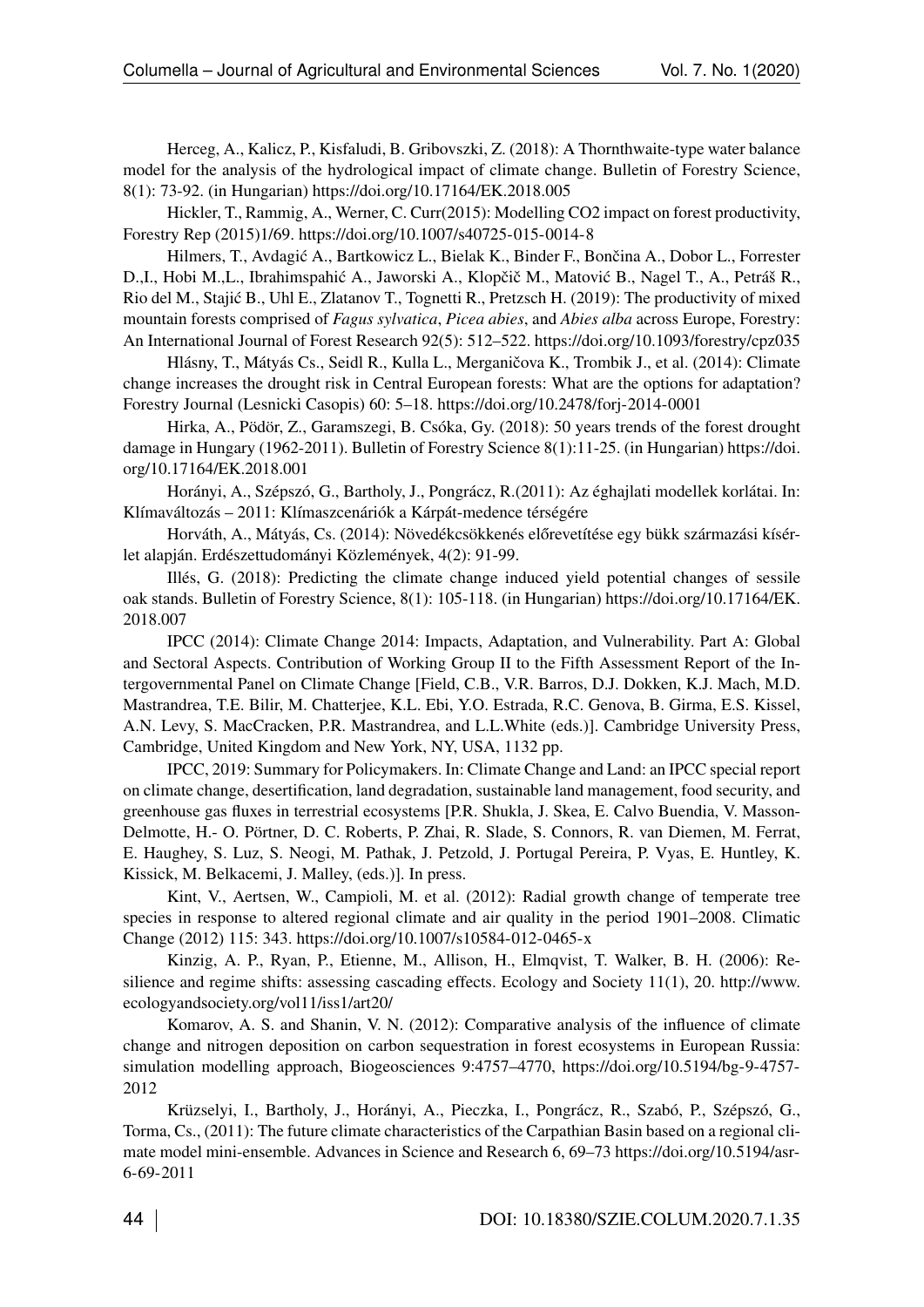Herceg, A., Kalicz, P., Kisfaludi, B. Gribovszki, Z. (2018): A Thornthwaite-type water balance model for the analysis of the hydrological impact of climate change. Bulletin of Forestry Science, 8(1): 73-92. (in Hungarian) https://doi.org/10.17164/EK.2018.005

Hickler, T., Rammig, A., Werner, C. Curr(2015): Modelling CO2 impact on forest productivity, Forestry Rep (2015)1/69. https://doi.org/10.1007/s40725-015-0014-8

Hilmers, T., Avdagić A., Bartkowicz L., Bielak K., Binder F., Bončina A., Dobor L., Forrester D.,I., Hobi M.,L., Ibrahimspahić A., Jaworski A., Klopčič M., Matović B., Nagel T., A., Petráš R., Rio del M., Stajić B., Uhl E., Zlatanov T., Tognetti R., Pretzsch H. (2019): The productivity of mixed mountain forests comprised of *Fagus sylvatica*, *Picea abies*, and *Abies alba* across Europe, Forestry: An International Journal of Forest Research 92(5): 512–522. https://doi.org/10.1093/forestry/cpz035

Hlásny, T., Mátyás Cs., Seidl R., Kulla L., Merganičova K., Trombik J., et al. (2014): Climate change increases the drought risk in Central European forests: What are the options for adaptation? Forestry Journal (Lesnicki Casopis) 60: 5–18. https://doi.org/10.2478/forj-2014-0001

Hirka, A., Pödör, Z., Garamszegi, B. Csóka, Gy. (2018): 50 years trends of the forest drought damage in Hungary (1962-2011). Bulletin of Forestry Science 8(1):11-25. (in Hungarian) https://doi.org/10.17164/EK.2018.001

Horányi, A., Szépszó, G., Bartholy, J., Pongrácz, R.(2011): Az éghajlati modellek korlátai. In: Klímaváltozás – 2011: Klímaszcenáriók a Kárpát-medence térségére

Horváth, A., Mátyás, Cs. (2014): Növedékcsökkenés előrevetítése egy bükk származási kísérlet alapján. Erdészettudományi Közlemények, 4(2): 91-99.

Illés, G. (2018): Predicting the climate change induced yield potential changes of sessile oak stands. Bulletin of Forestry Science, 8(1): 105-118. (in Hungarian) https://doi.org/10.17164/EK.2018.007

IPCC (2014): Climate Change 2014: Impacts, Adaptation, and Vulnerability. Part A: Global and Sectoral Aspects. Contribution of Working Group II to the Fifth Assessment Report of the Intergovernmental Panel on Climate Change [Field, C.B., V.R. Barros, D.J. Dokken, K.J. Mach, M.D. Mastrandrea, T.E. Bilir, M. Chatterjee, K.L. Ebi, Y.O. Estrada, R.C. Genova, B. Girma, E.S. Kissel, A.N. Levy, S. MacCracken, P.R. Mastrandrea, and L.L.White (eds.)]. Cambridge University Press, Cambridge, United Kingdom and New York, NY, USA, 1132 pp.

IPCC, 2019: Summary for Policymakers. In: Climate Change and Land: an IPCC special report on climate change, desertification, land degradation, sustainable land management, food security, and greenhouse gas fluxes in terrestrial ecosystems [P.R. Shukla, J. Skea, E. Calvo Buendia, V. Masson-Delmotte, H.- O. Pörtner, D. C. Roberts, P. Zhai, R. Slade, S. Connors, R. van Diemen, M. Ferrat, E. Haughey, S. Luz, S. Neogi, M. Pathak, J. Petzold, J. Portugal Pereira, P. Vyas, E. Huntley, K. Kissick, M. Belkacemi, J. Malley, (eds.)]. In press.

Kint, V., Aertsen, W., Campioli, M. et al. (2012): Radial growth change of temperate tree species in response to altered regional climate and air quality in the period 1901–2008. Climatic Change (2012) 115: 343. https://doi.org/10.1007/s10584-012-0465-x

Kinzig, A. P., Ryan, P., Etienne, M., Allison, H., Elmqvist, T. Walker, B. H. (2006): Resilience and regime shifts: assessing cascading effects. Ecology and Society 11(1), 20. http://www.ecologyandsociety.org/vol11/iss1/art20/

Komarov, A. S. and Shanin, V. N. (2012): Comparative analysis of the influence of climate change and nitrogen deposition on carbon sequestration in forest ecosystems in European Russia: simulation modelling approach, Biogeosciences 9:4757–4770, https://doi.org/10.5194/bg-9-4757-2012

Krüzselyi, I., Bartholy, J., Horányi, A., Pieczka, I., Pongrácz, R., Szabó, P., Szépszó, G., Torma, Cs., (2011): The future climate characteristics of the Carpathian Basin based on a regional climate model mini-ensemble. Advances in Science and Research 6, 69–73 https://doi.org/10.5194/asr-6-69-2011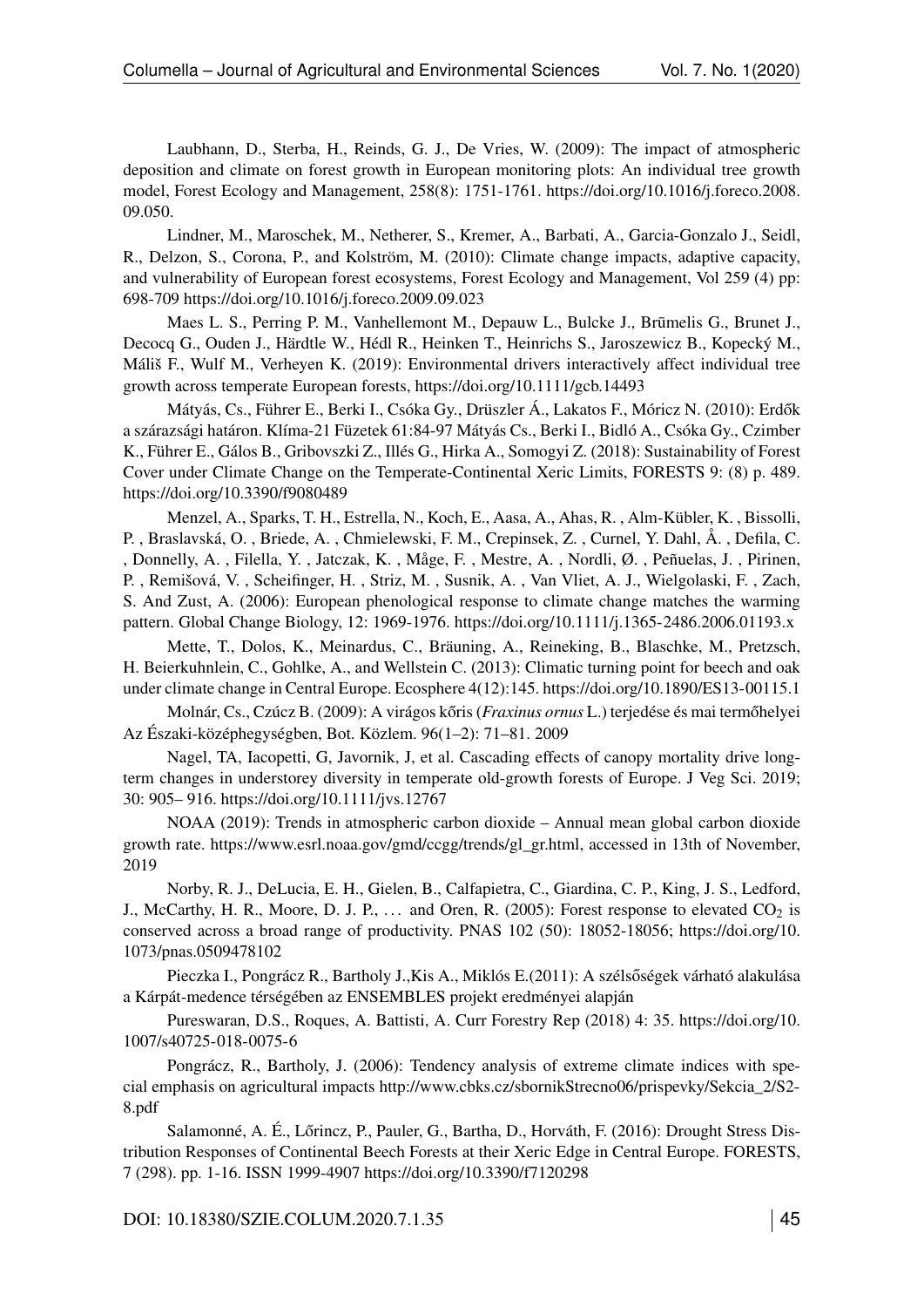Laubhann, D., Sterba, H., Reinds, G. J., De Vries, W. (2009): The impact of atmospheric deposition and climate on forest growth in European monitoring plots: An individual tree growth model, Forest Ecology and Management, 258(8): 1751-1761. https://doi.org/10.1016/j.foreco.2008.09.050.

Lindner, M., Maroschek, M., Netherer, S., Kremer, A., Barbati, A., Garcia-Gonzalo J., Seidl, R., Delzon, S., Corona, P., and Kolström, M. (2010): Climate change impacts, adaptive capacity, and vulnerability of European forest ecosystems, Forest Ecology and Management, Vol 259 (4) pp: 698-709 https://doi.org/10.1016/j.foreco.2009.09.023

Maes L. S., Perring P. M., Vanhellemont M., Depauw L., Bulcke J., Brūmelis G., Brunet J., Decocq G., Ouden J., Härdtle W., Hédl R., Heinken T., Heinrichs S., Jaroszewicz B., Kopecký M., Máliš F., Wulf M., Verheyen K. (2019): Environmental drivers interactively affect individual tree growth across temperate European forests, https://doi.org/10.1111/gcb.14493

Mátyás, Cs., Führer E., Berki I., Csóka Gy., Drüszler Á., Lakatos F., Móricz N. (2010): Erdők a szárazsági határon. Klíma-21 Füzetek 61:84-97 Mátyás Cs., Berki I., Bidló A., Csóka Gy., Czimber K., Führer E., Gálos B., Gribovszki Z., Illés G., Hirka A., Somogyi Z. (2018): Sustainability of Forest Cover under Climate Change on the Temperate-Continental Xeric Limits, FORESTS 9: (8) p. 489. https://doi.org/10.3390/f9080489

Menzel, A., Sparks, T. H., Estrella, N., Koch, E., Aasa, A., Ahas, R. , Alm-Kübler, K. , Bissolli, P. , Braslavská, O. , Briede, A. , Chmielewski, F. M., Crepinsek, Z. , Curnel, Y. Dahl, Å. , Defila, C. , Donnelly, A. , Filella, Y. , Jatczak, K. , Måge, F. , Mestre, A. , Nordli, Ø. , Peñuelas, J. , Pirinen, P. , Remišová, V. , Scheifinger, H. , Striz, M. , Susnik, A. , Van Vliet, A. J., Wielgolaski, F. , Zach, S. And Zust, A. (2006): European phenological response to climate change matches the warming pattern. Global Change Biology, 12: 1969-1976. https://doi.org/10.1111/j.1365-2486.2006.01193.x

Mette, T., Dolos, K., Meinardus, C., Bräuning, A., Reineking, B., Blaschke, M., Pretzsch, H. Beierkuhnlein, C., Gohlke, A., and Wellstein C. (2013): Climatic turning point for beech and oak under climate change in Central Europe. Ecosphere 4(12):145. https://doi.org/10.1890/ES13-00115.1

Molnár, Cs., Czúcz B. (2009): A virágos kőris (*Fraxinus ornus* L.) terjedése és mai termőhelyei Az Északi-középhegységben, Bot. Közlem. 96(1–2): 71–81. 2009

Nagel, TA, Iacopetti, G, Javornik, J, et al. Cascading effects of canopy mortality drive long-term changes in understorey diversity in temperate old-growth forests of Europe. J Veg Sci. 2019; 30: 905– 916. https://doi.org/10.1111/jvs.12767

NOAA (2019): Trends in atmospheric carbon dioxide – Annual mean global carbon dioxide growth rate. https://www.esrl.noaa.gov/gmd/ccgg/trends/gl_gr.html, accessed in 13th of November, 2019

Norby, R. J., DeLucia, E. H., Gielen, B., Calfapietra, C., Giardina, C. P., King, J. S., Ledford, J., McCarthy, H. R., Moore, D. J. P., … and Oren, R. (2005): Forest response to elevated $CO_2$ is conserved across a broad range of productivity. PNAS 102 (50): 18052-18056; https://doi.org/10.1073/pnas.0509478102

Pieczka I., Pongrácz R., Bartholy J.,Kis A., Miklós E.(2011): A szélsőségek várható alakulása a Kárpát-medence térségében az ENSEMBLES projekt eredményei alapján

Pureswaran, D.S., Roques, A. Battisti, A. Curr Forestry Rep (2018) 4: 35. https://doi.org/10.1007/s40725-018-0075-6

Pongrácz, R., Bartholy, J. (2006): Tendency analysis of extreme climate indices with special emphasis on agricultural impacts http://www.cbks.cz/sbornikStrecno06/prispevky/Sekcia_2/S2-8.pdf

Salamonné, A. É., Lőrincz, P., Pauler, G., Bartha, D., Horváth, F. (2016): Drought Stress Distribution Responses of Continental Beech Forests at their Xeric Edge in Central Europe. FORESTS, 7 (298). pp. 1-16. ISSN 1999-4907 https://doi.org/10.3390/f7120298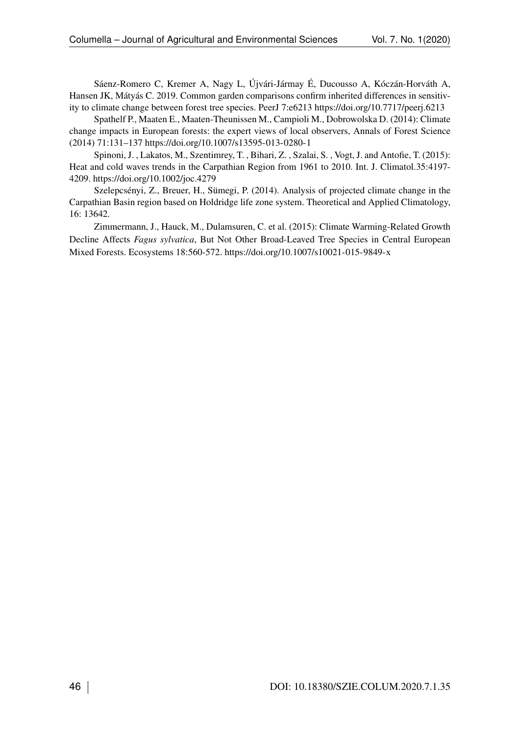Sáenz-Romero C, Kremer A, Nagy L, Újvári-Jármay É, Ducousso A, Kóczán-Horváth A, Hansen JK, Mátyás C. 2019. Common garden comparisons confirm inherited differences in sensitivity to climate change between forest tree species. PeerJ 7:e6213 https://doi.org/10.7717/peerj.6213

Spathelf P., Maaten E., Maaten-Theunissen M., Campioli M., Dobrowolska D. (2014): Climate change impacts in European forests: the expert views of local observers, Annals of Forest Science (2014) 71:131–137 https://doi.org/10.1007/s13595-013-0280-1

Spinoni, J. , Lakatos, M., Szentimrey, T. , Bihari, Z. , Szalai, S. , Vogt, J. and Antofie, T. (2015): Heat and cold waves trends in the Carpathian Region from 1961 to 2010. Int. J. Climatol.35:4197-4209. https://doi.org/10.1002/joc.4279

Szelepcsényi, Z., Breuer, H., Sümegi, P. (2014). Analysis of projected climate change in the Carpathian Basin region based on Holdridge life zone system. Theoretical and Applied Climatology, 16: 13642.

Zimmermann, J., Hauck, M., Dulamsuren, C. et al. (2015): Climate Warming-Related Growth Decline Affects *Fagus sylvatica*, But Not Other Broad-Leaved Tree Species in Central European Mixed Forests. Ecosystems 18:560-572. https://doi.org/10.1007/s10021-015-9849-x